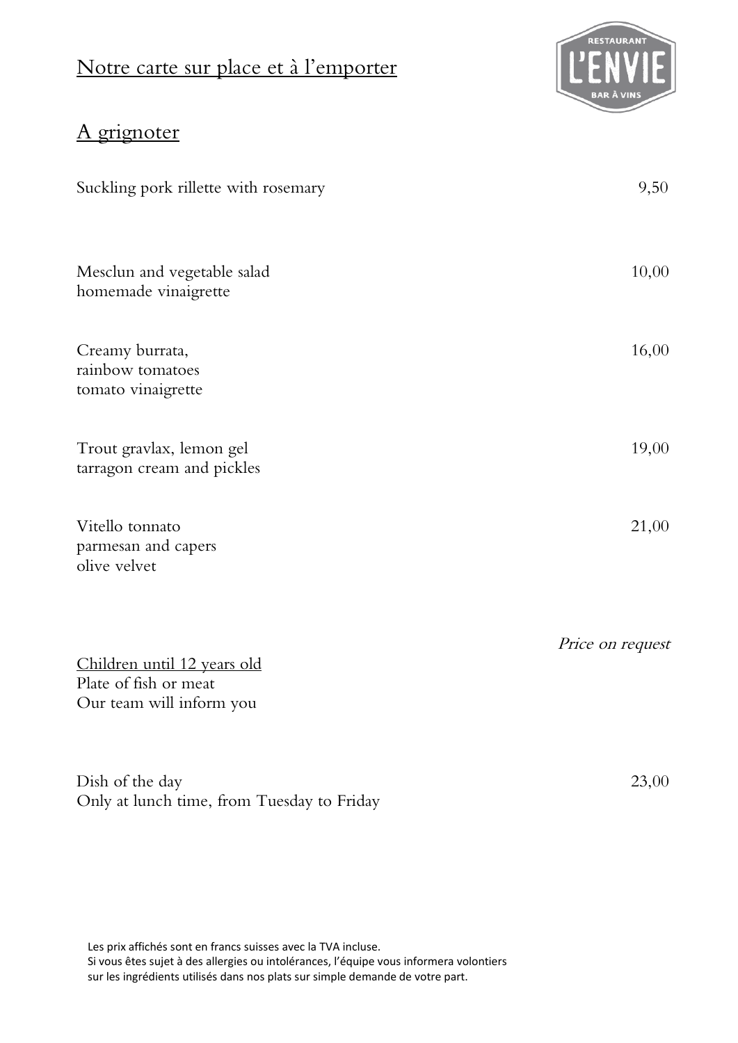# Notre carte sur place et à l'emporter

RESTAURANT L'ENVIE BAR À VINS

## A grignoter

| | |
|---|---|
| Suckling pork rillette with rosemary | 9,50 |
| Mesclun and vegetable salad<br>homemade vinaigrette | 10,00 |
| Creamy burrata,<br>rainbow tomatoes<br>tomato vinaigrette | 16,00 |
| Trout gravlax, lemon gel<br>tarragon cream and pickles | 19,00 |
| Vitello tonnato<br>parmesan and capers<br>olive velvet | 21,00 |
| Children until 12 years old<br>Plate of fish or meat<br>Our team will inform you | *Price on request* |
| Dish of the day<br>Only at lunch time, from Tuesday to Friday | 23,00 |

Les prix affichés sont en francs suisses avec la TVA incluse.
Si vous êtes sujet à des allergies ou intolérances, l'équipe vous informera volontiers sur les ingrédients utilisés dans nos plats sur simple demande de votre part.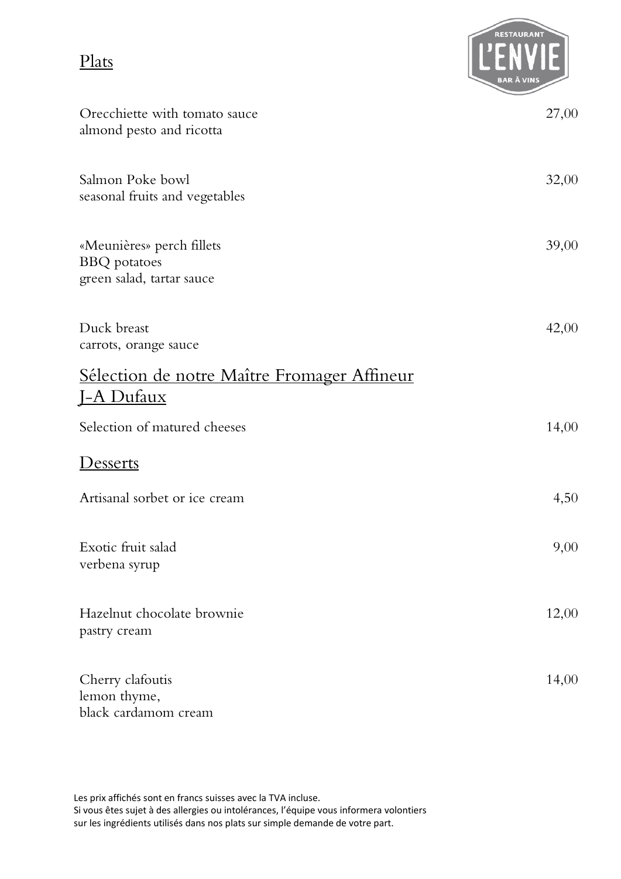## Plats

RESTAURANT L'ENVIE BAR À VINS

| | |
|---|---|
| Orecchiette with tomato sauce<br>almond pesto and ricotta | 27,00 |
| Salmon Poke bowl<br>seasonal fruits and vegetables | 32,00 |
| «Meunières» perch fillets<br>BBQ potatoes<br>green salad, tartar sauce | 39,00 |
| Duck breast<br>carrots, orange sauce | 42,00 |

## Sélection de notre Maître Fromager Affineur J-A Dufaux

| | |
|---|---|
| Selection of matured cheeses | 14,00 |

## Desserts

| | |
|---|---|
| Artisanal sorbet or ice cream | 4,50 |
| Exotic fruit salad<br>verbena syrup | 9,00 |
| Hazelnut chocolate brownie<br>pastry cream | 12,00 |
| Cherry clafoutis<br>lemon thyme,<br>black cardamom cream | 14,00 |

Les prix affichés sont en francs suisses avec la TVA incluse.
Si vous êtes sujet à des allergies ou intolérances, l'équipe vous informera volontiers sur les ingrédients utilisés dans nos plats sur simple demande de votre part.